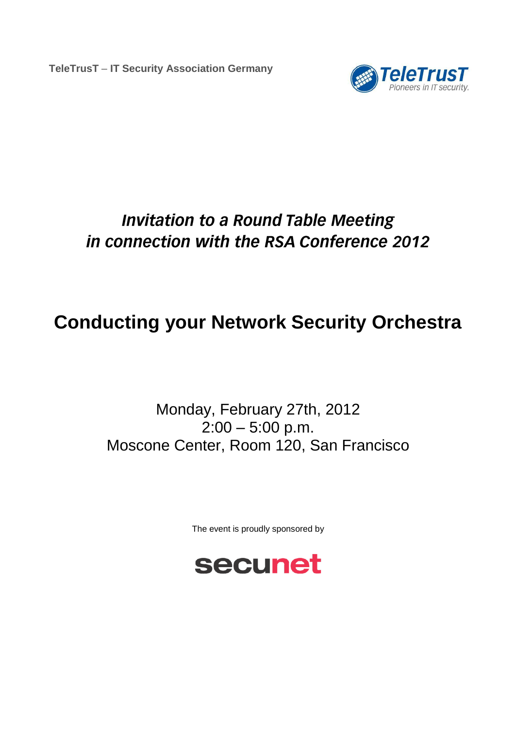**TeleTrusT – IT Security Association Germany**

TeleTrusT
Pioneers in IT security.

*Invitation to a Round Table Meeting*
*in connection with the RSA Conference 2012*

# Conducting your Network Security Orchestra

Monday, February 27th, 2012
2:00 – 5:00 p.m.
Moscone Center, Room 120, San Francisco

The event is proudly sponsored by

secunet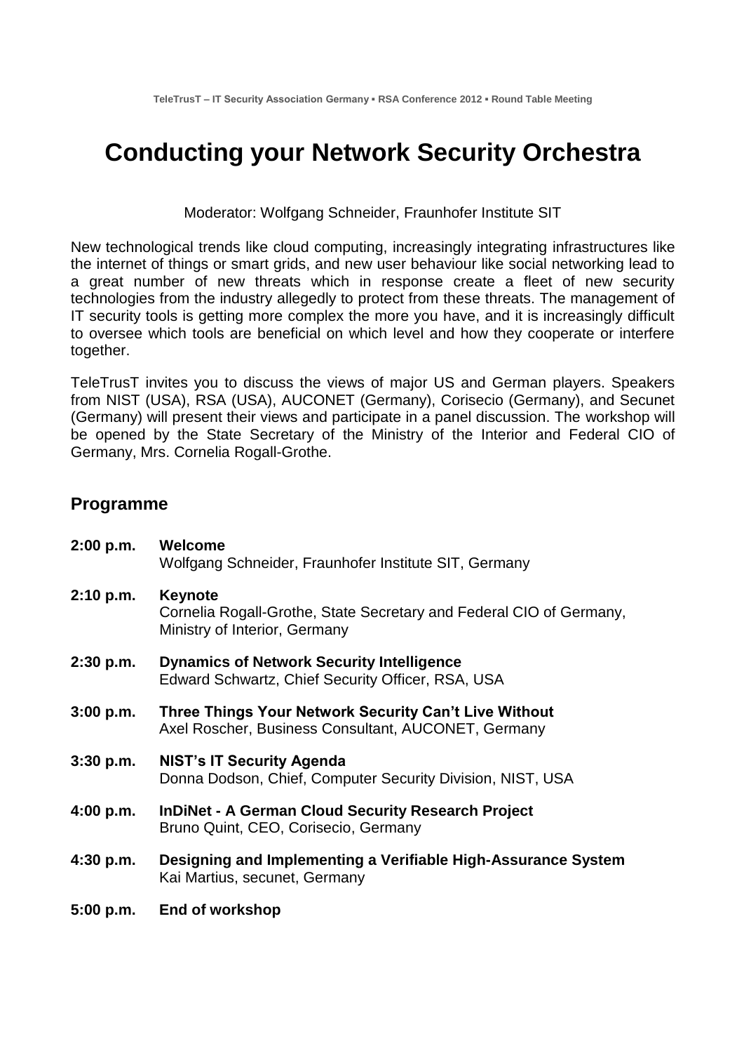# Conducting your Network Security Orchestra

Moderator: Wolfgang Schneider, Fraunhofer Institute SIT

New technological trends like cloud computing, increasingly integrating infrastructures like the internet of things or smart grids, and new user behaviour like social networking lead to a great number of new threats which in response create a fleet of new security technologies from the industry allegedly to protect from these threats. The management of IT security tools is getting more complex the more you have, and it is increasingly difficult to oversee which tools are beneficial on which level and how they cooperate or interfere together.

TeleTrusT invites you to discuss the views of major US and German players. Speakers from NIST (USA), RSA (USA), AUCONET (Germany), Corisecio (Germany), and Secunet (Germany) will present their views and participate in a panel discussion. The workshop will be opened by the State Secretary of the Ministry of the Interior and Federal CIO of Germany, Mrs. Cornelia Rogall-Grothe.

## Programme

**2:00 p.m.** **Welcome**
Wolfgang Schneider, Fraunhofer Institute SIT, Germany

**2:10 p.m.** **Keynote**
Cornelia Rogall-Grothe, State Secretary and Federal CIO of Germany, Ministry of Interior, Germany

**2:30 p.m.** **Dynamics of Network Security Intelligence**
Edward Schwartz, Chief Security Officer, RSA, USA

**3:00 p.m.** **Three Things Your Network Security Can't Live Without**
Axel Roscher, Business Consultant, AUCONET, Germany

**3:30 p.m.** **NIST's IT Security Agenda**
Donna Dodson, Chief, Computer Security Division, NIST, USA

**4:00 p.m.** **InDiNet - A German Cloud Security Research Project**
Bruno Quint, CEO, Corisecio, Germany

**4:30 p.m.** **Designing and Implementing a Verifiable High-Assurance System**
Kai Martius, secunet, Germany

**5:00 p.m.** **End of workshop**